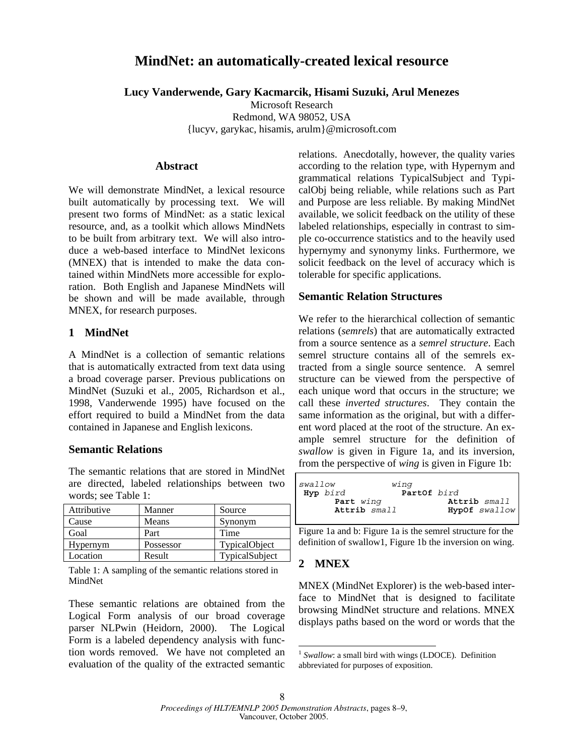# MindNet: an automatically-created lexical resource

**Lucy Vanderwende, Gary Kacmarcik, Hisami Suzuki, Arul Menezes**

Microsoft Research
Redmond, WA 98052, USA
{lucyv, garykac, hisamis, arulm}@microsoft.com

## Abstract

We will demonstrate MindNet, a lexical resource built automatically by processing text. We will present two forms of MindNet: as a static lexical resource, and, as a toolkit which allows MindNets to be built from arbitrary text. We will also introduce a web-based interface to MindNet lexicons (MNEX) that is intended to make the data contained within MindNets more accessible for exploration. Both English and Japanese MindNets will be shown and will be made available, through MNEX, for research purposes.

## 1 MindNet

A MindNet is a collection of semantic relations that is automatically extracted from text data using a broad coverage parser. Previous publications on MindNet (Suzuki et al., 2005, Richardson et al., 1998, Vanderwende 1995) have focused on the effort required to build a MindNet from the data contained in Japanese and English lexicons.

### Semantic Relations

The semantic relations that are stored in MindNet are directed, labeled relationships between two words; see Table 1:

| Attributive | Manner | Source |
|---|---|---|
| Cause | Means | Synonym |
| Goal | Part | Time |
| Hypernym | Possessor | TypicalObject |
| Location | Result | TypicalSubject |

Table 1: A sampling of the semantic relations stored in MindNet

These semantic relations are obtained from the Logical Form analysis of our broad coverage parser NLPwin (Heidorn, 2000). The Logical Form is a labeled dependency analysis with function words removed. We have not completed an evaluation of the quality of the extracted semantic relations. Anecdotally, however, the quality varies according to the relation type, with Hypernym and grammatical relations TypicalSubject and TypicalObj being reliable, while relations such as Part and Purpose are less reliable. By making MindNet available, we solicit feedback on the utility of these labeled relationships, especially in contrast to simple co-occurrence statistics and to the heavily used hypernymy and synonymy links. Furthermore, we solicit feedback on the level of accuracy which is tolerable for specific applications.

### Semantic Relation Structures

We refer to the hierarchical collection of semantic relations (*semrels*) that are automatically extracted from a source sentence as a *semrel structure*. Each semrel structure contains all of the semrels extracted from a single source sentence. A semrel structure can be viewed from the perspective of each unique word that occurs in the structure; we call these *inverted structures*. They contain the same information as the original, but with a different word placed at the root of the structure. An example semrel structure for the definition of *swallow* is given in Figure 1a, and its inversion, from the perspective of *wing* is given in Figure 1b:

```
swallow              wing
 Hyp bird               PartOf bird
      Part wing                 Attrib small
      Attrib small              HypOf swallow
```

Figure 1a and b: Figure 1a is the semrel structure for the definition of swallow[1], Figure 1b the inversion on wing.

## 2 MNEX

MNEX (MindNet Explorer) is the web-based interface to MindNet that is designed to facilitate browsing MindNet structure and relations. MNEX displays paths based on the word or words that the

[1] *Swallow*: a small bird with wings (LDOCE). Definition abbreviated for purposes of exposition.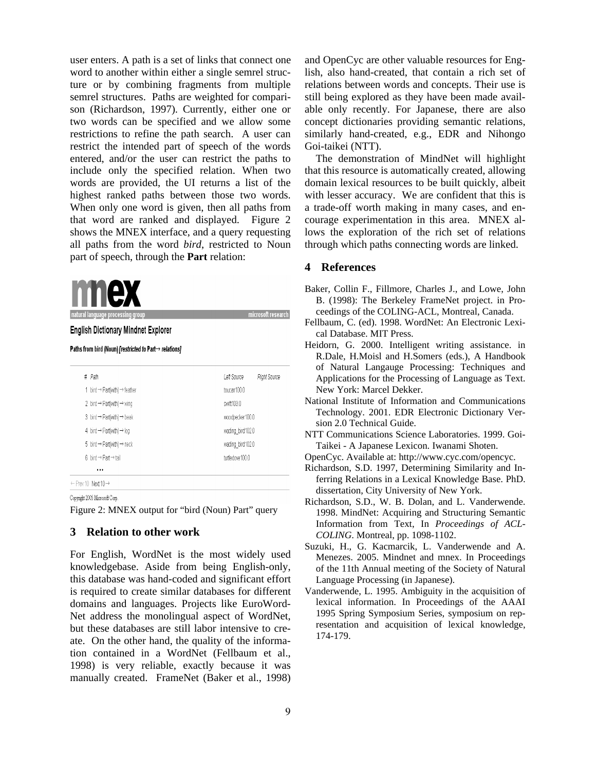user enters. A path is a set of links that connect one word to another within either a single semrel structure or by combining fragments from multiple semrel structures. Paths are weighted for comparison (Richardson, 1997). Currently, either one or two words can be specified and we allow some restrictions to refine the path search. A user can restrict the intended part of speech of the words entered, and/or the user can restrict the paths to include only the specified relation. When two words are provided, the UI returns a list of the highest ranked paths between those two words. When only one word is given, then all paths from that word are ranked and displayed. Figure 2 shows the MNEX interface, and a query requesting all paths from the word *bird*, restricted to Noun part of speech, through the **Part** relation:

mnex

natural language processing group — microsoft research

English Dictionary Mindnet Explorer

Paths from bird (Noun) *[restricted to Part→ relations]*

| # | Path | Left Source | Right Source |
|---|---|---|---|
| 1 | bird → Part(with) → feather | toucan100.0 | |
| 2 | bird → Part(with) → wing | swift103.0 | |
| 3 | bird → Part(with) → beak | woodpecker100.0 | |
| 4 | bird → Part(with) → leg | wading_bird102.0 | |
| 5 | bird → Part(with) → neck | wading_bird102.0 | |
| 6 | bird → Part → tail | turtledove100.0 | |
| ... | | | |

← Prev 10 Next 10 →

Copyright 2005 Microsoft Corp.

Figure 2: MNEX output for "bird (Noun) Part" query

## 3 Relation to other work

For English, WordNet is the most widely used knowledgebase. Aside from being English-only, this database was hand-coded and significant effort is required to create similar databases for different domains and languages. Projects like EuroWordNet address the monolingual aspect of WordNet, but these databases are still labor intensive to create. On the other hand, the quality of the information contained in a WordNet (Fellbaum et al., 1998) is very reliable, exactly because it was manually created. FrameNet (Baker et al., 1998) and OpenCyc are other valuable resources for English, also hand-created, that contain a rich set of relations between words and concepts. Their use is still being explored as they have been made available only recently. For Japanese, there are also concept dictionaries providing semantic relations, similarly hand-created, e.g., EDR and Nihongo Goi-taikei (NTT).

The demonstration of MindNet will highlight that this resource is automatically created, allowing domain lexical resources to be built quickly, albeit with lesser accuracy. We are confident that this is a trade-off worth making in many cases, and encourage experimentation in this area. MNEX allows the exploration of the rich set of relations through which paths connecting words are linked.

## 4 References

Baker, Collin F., Fillmore, Charles J., and Lowe, John B. (1998): The Berkeley FrameNet project. in Proceedings of the COLING-ACL, Montreal, Canada.

Fellbaum, C. (ed). 1998. WordNet: An Electronic Lexical Database. MIT Press.

Heidorn, G. 2000. Intelligent writing assistance. in R.Dale, H.Moisl and H.Somers (eds.), A Handbook of Natural Langauge Processing: Techniques and Applications for the Processing of Language as Text. New York: Marcel Dekker.

National Institute of Information and Communications Technology. 2001. EDR Electronic Dictionary Version 2.0 Technical Guide.

NTT Communications Science Laboratories. 1999. Goi-Taikei - A Japanese Lexicon. Iwanami Shoten.

OpenCyc. Available at: http://www.cyc.com/opencyc.

Richardson, S.D. 1997, Determining Similarity and Inferring Relations in a Lexical Knowledge Base. PhD. dissertation, City University of New York.

Richardson, S.D., W. B. Dolan, and L. Vanderwende. 1998. MindNet: Acquiring and Structuring Semantic Information from Text, In *Proceedings of ACL-COLING*. Montreal, pp. 1098-1102.

Suzuki, H., G. Kacmarcik, L. Vanderwende and A. Menezes. 2005. Mindnet and mnex. In Proceedings of the 11th Annual meeting of the Society of Natural Language Processing (in Japanese).

Vanderwende, L. 1995. Ambiguity in the acquisition of lexical information. In Proceedings of the AAAI 1995 Spring Symposium Series, symposium on representation and acquisition of lexical knowledge, 174-179.